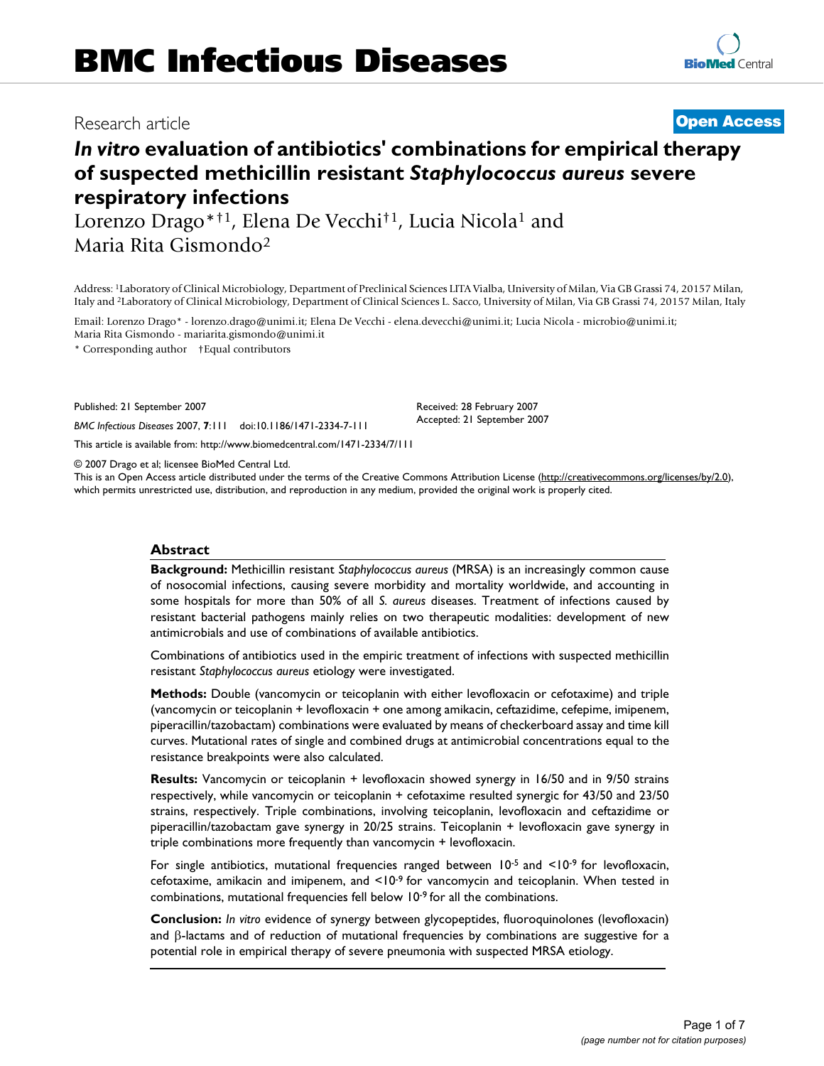BMC Infectious Diseases

Research article

**Open Access**

# *In vitro* evaluation of antibiotics' combinations for empirical therapy of suspected methicillin resistant *Staphylococcus aureus* severe respiratory infections

Lorenzo Drago*†[1], Elena De Vecchi†[1], Lucia Nicola[1] and Maria Rita Gismondo[2]

Address: [1]Laboratory of Clinical Microbiology, Department of Preclinical Sciences LITA Vialba, University of Milan, Via GB Grassi 74, 20157 Milan, Italy and [2]Laboratory of Clinical Microbiology, Department of Clinical Sciences L. Sacco, University of Milan, Via GB Grassi 74, 20157 Milan, Italy

Email: Lorenzo Drago* - lorenzo.drago@unimi.it; Elena De Vecchi - elena.devecchi@unimi.it; Lucia Nicola - microbio@unimi.it; Maria Rita Gismondo - mariarita.gismondo@unimi.it

\* Corresponding author †Equal contributors

Published: 21 September 2007

*BMC Infectious Diseases* 2007, **7**:111 doi:10.1186/1471-2334-7-111

Received: 28 February 2007
Accepted: 21 September 2007

This article is available from: http://www.biomedcentral.com/1471-2334/7/111

© 2007 Drago et al; licensee BioMed Central Ltd.
This is an Open Access article distributed under the terms of the Creative Commons Attribution License (http://creativecommons.org/licenses/by/2.0), which permits unrestricted use, distribution, and reproduction in any medium, provided the original work is properly cited.

## Abstract

**Background:** Methicillin resistant *Staphylococcus aureus* (MRSA) is an increasingly common cause of nosocomial infections, causing severe morbidity and mortality worldwide, and accounting in some hospitals for more than 50% of all *S. aureus* diseases. Treatment of infections caused by resistant bacterial pathogens mainly relies on two therapeutic modalities: development of new antimicrobials and use of combinations of available antibiotics.

Combinations of antibiotics used in the empiric treatment of infections with suspected methicillin resistant *Staphylococcus aureus* etiology were investigated.

**Methods:** Double (vancomycin or teicoplanin with either levofloxacin or cefotaxime) and triple (vancomycin or teicoplanin + levofloxacin + one among amikacin, ceftazidime, cefepime, imipenem, piperacillin/tazobactam) combinations were evaluated by means of checkerboard assay and time kill curves. Mutational rates of single and combined drugs at antimicrobial concentrations equal to the resistance breakpoints were also calculated.

**Results:** Vancomycin or teicoplanin + levofloxacin showed synergy in 16/50 and in 9/50 strains respectively, while vancomycin or teicoplanin + cefotaxime resulted synergic for 43/50 and 23/50 strains, respectively. Triple combinations, involving teicoplanin, levofloxacin and ceftazidime or piperacillin/tazobactam gave synergy in 20/25 strains. Teicoplanin + levofloxacin gave synergy in triple combinations more frequently than vancomycin + levofloxacin.

For single antibiotics, mutational frequencies ranged between $10^{-5}$ and $<10^{-9}$ for levofloxacin, cefotaxime, amikacin and imipenem, and $<10^{-9}$ for vancomycin and teicoplanin. When tested in combinations, mutational frequencies fell below $10^{-9}$ for all the combinations.

**Conclusion:** *In vitro* evidence of synergy between glycopeptides, fluoroquinolones (levofloxacin) and β-lactams and of reduction of mutational frequencies by combinations are suggestive for a potential role in empirical therapy of severe pneumonia with suspected MRSA etiology.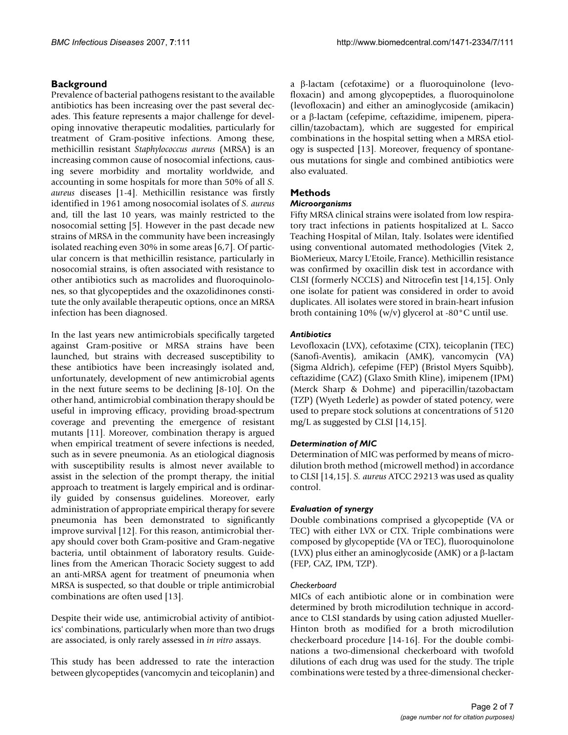## Background

Prevalence of bacterial pathogens resistant to the available antibiotics has been increasing over the past several decades. This feature represents a major challenge for developing innovative therapeutic modalities, particularly for treatment of Gram-positive infections. Among these, methicillin resistant *Staphylococcus aureus* (MRSA) is an increasing common cause of nosocomial infections, causing severe morbidity and mortality worldwide, and accounting in some hospitals for more than 50% of all *S. aureus* diseases [1-4]. Methicillin resistance was firstly identified in 1961 among nosocomial isolates of *S. aureus* and, till the last 10 years, was mainly restricted to the nosocomial setting [5]. However in the past decade new strains of MRSA in the community have been increasingly isolated reaching even 30% in some areas [6,7]. Of particular concern is that methicillin resistance, particularly in nosocomial strains, is often associated with resistance to other antibiotics such as macrolides and fluoroquinolones, so that glycopeptides and the oxazolidinones constitute the only available therapeutic options, once an MRSA infection has been diagnosed.

In the last years new antimicrobials specifically targeted against Gram-positive or MRSA strains have been launched, but strains with decreased susceptibility to these antibiotics have been increasingly isolated and, unfortunately, development of new antimicrobial agents in the next future seems to be declining [8-10]. On the other hand, antimicrobial combination therapy should be useful in improving efficacy, providing broad-spectrum coverage and preventing the emergence of resistant mutants [11]. Moreover, combination therapy is argued when empirical treatment of severe infections is needed, such as in severe pneumonia. As an etiological diagnosis with susceptibility results is almost never available to assist in the selection of the prompt therapy, the initial approach to treatment is largely empirical and is ordinarily guided by consensus guidelines. Moreover, early administration of appropriate empirical therapy for severe pneumonia has been demonstrated to significantly improve survival [12]. For this reason, antimicrobial therapy should cover both Gram-positive and Gram-negative bacteria, until obtainment of laboratory results. Guidelines from the American Thoracic Society suggest to add an anti-MRSA agent for treatment of pneumonia when MRSA is suspected, so that double or triple antimicrobial combinations are often used [13].

Despite their wide use, antimicrobial activity of antibiotics' combinations, particularly when more than two drugs are associated, is only rarely assessed in *in vitro* assays.

This study has been addressed to rate the interaction between glycopeptides (vancomycin and teicoplanin) and a β-lactam (cefotaxime) or a fluoroquinolone (levofloxacin) and among glycopeptides, a fluoroquinolone (levofloxacin) and either an aminoglycoside (amikacin) or a β-lactam (cefepime, ceftazidime, imipenem, piperacillin/tazobactam), which are suggested for empirical combinations in the hospital setting when a MRSA etiology is suspected [13]. Moreover, frequency of spontaneous mutations for single and combined antibiotics were also evaluated.

## Methods

### *Microorganisms*

Fifty MRSA clinical strains were isolated from low respiratory tract infections in patients hospitalized at L. Sacco Teaching Hospital of Milan, Italy. Isolates were identified using conventional automated methodologies (Vitek 2, BioMerieux, Marcy L'Etoile, France). Methicillin resistance was confirmed by oxacillin disk test in accordance with CLSI (formerly NCCLS) and Nitrocefin test [14,15]. Only one isolate for patient was considered in order to avoid duplicates. All isolates were stored in brain-heart infusion broth containing 10% (w/v) glycerol at -80°C until use.

### *Antibiotics*

Levofloxacin (LVX), cefotaxime (CTX), teicoplanin (TEC) (Sanofi-Aventis), amikacin (AMK), vancomycin (VA) (Sigma Aldrich), cefepime (FEP) (Bristol Myers Squibb), ceftazidime (CAZ) (Glaxo Smith Kline), imipenem (IPM) (Merck Sharp & Dohme) and piperacillin/tazobactam (TZP) (Wyeth Lederle) as powder of stated potency, were used to prepare stock solutions at concentrations of 5120 mg/L as suggested by CLSI [14,15].

### *Determination of MIC*

Determination of MIC was performed by means of microdilution broth method (microwell method) in accordance to CLSI [14,15]. *S. aureus* ATCC 29213 was used as quality control.

### *Evaluation of synergy*

Double combinations comprised a glycopeptide (VA or TEC) with either LVX or CTX. Triple combinations were composed by glycopeptide (VA or TEC), fluoroquinolone (LVX) plus either an aminoglycoside (AMK) or a β-lactam (FEP, CAZ, IPM, TZP).

#### *Checkerboard*

MICs of each antibiotic alone or in combination were determined by broth microdilution technique in accordance to CLSI standards by using cation adjusted Mueller-Hinton broth as modified for a broth microdilution checkerboard procedure [14-16]. For the double combinations a two-dimensional checkerboard with twofold dilutions of each drug was used for the study. The triple combinations were tested by a three-dimensional checker-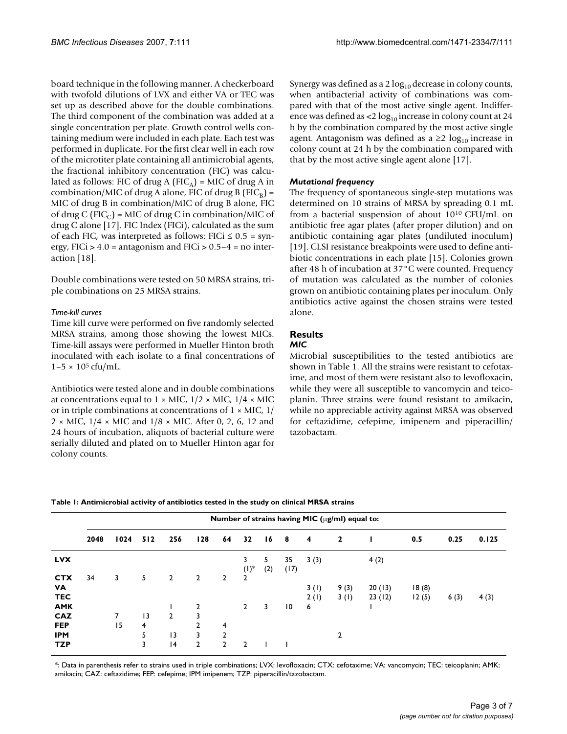board technique in the following manner. A checkerboard with twofold dilutions of LVX and either VA or TEC was set up as described above for the double combinations. The third component of the combination was added at a single concentration per plate. Growth control wells containing medium were included in each plate. Each test was performed in duplicate. For the first clear well in each row of the microtiter plate containing all antimicrobial agents, the fractional inhibitory concentration (FIC) was calculated as follows: FIC of drug A ($FIC_A$) = MIC of drug A in combination/MIC of drug A alone, FIC of drug B ($FIC_B$) = MIC of drug B in combination/MIC of drug B alone, FIC of drug C ($FIC_C$) = MIC of drug C in combination/MIC of drug C alone [17]. FIC Index (FICi), calculated as the sum of each FIC, was interpreted as follows: FICi ≤ 0.5 = synergy, FICi > 4.0 = antagonism and FICi > 0.5–4 = no interaction [18].

Double combinations were tested on 50 MRSA strains, triple combinations on 25 MRSA strains.

*Time-kill curves*

Time kill curve were performed on five randomly selected MRSA strains, among those showing the lowest MICs. Time-kill assays were performed in Mueller Hinton broth inoculated with each isolate to a final concentrations of $1–5 \times 10^5$ cfu/mL.

Antibiotics were tested alone and in double combinations at concentrations equal to 1 × MIC, 1/2 × MIC, 1/4 × MIC or in triple combinations at concentrations of 1 × MIC, 1/2 × MIC, 1/4 × MIC and 1/8 × MIC. After 0, 2, 6, 12 and 24 hours of incubation, aliquots of bacterial culture were serially diluted and plated on to Mueller Hinton agar for colony counts.

Synergy was defined as a 2 $\log_{10}$ decrease in colony counts, when antibacterial activity of combinations was compared with that of the most active single agent. Indifference was defined as <2 $\log_{10}$ increase in colony count at 24 h by the combination compared by the most active single agent. Antagonism was defined as a ≥2 $\log_{10}$ increase in colony count at 24 h by the combination compared with that by the most active single agent alone [17].

### *Mutational frequency*

The frequency of spontaneous single-step mutations was determined on 10 strains of MRSA by spreading 0.1 mL from a bacterial suspension of about $10^{10}$ CFU/mL on antibiotic free agar plates (after proper dilution) and on antibiotic containing agar plates (undiluted inoculum) [19]. CLSI resistance breakpoints were used to define antibiotic concentrations in each plate [15]. Colonies grown after 48 h of incubation at 37°C were counted. Frequency of mutation was calculated as the number of colonies grown on antibiotic containing plates per inoculum. Only antibiotics active against the chosen strains were tested alone.

## Results

### *MIC*

Microbial susceptibilities to the tested antibiotics are shown in Table 1. All the strains were resistant to cefotaxime, and most of them were resistant also to levofloxacin, while they were all susceptible to vancomycin and teicoplanin. Three strains were found resistant to amikacin, while no appreciable activity against MRSA was observed for ceftazidime, cefepime, imipenem and piperacillin/tazobactam.

**Table 1: Antimicrobial activity of antibiotics tested in the study on clinical MRSA strains**

| | Number of strains having MIC (μg/ml) equal to: | | | | | | | | | | | | | | |
|---|---|---|---|---|---|---|---|---|---|---|---|---|---|---|---|
| | 2048 | 1024 | 512 | 256 | 128 | 64 | 32 | 16 | 8 | 4 | 2 | 1 | 0.5 | 0.25 | 0.125 |
| **LVX** | | | | | | | 3 (1)* | 5 (2) | 35 (17) | 3 (3) | | 4 (2) | | | |
| **CTX** | 34 | 3 | 5 | 2 | 2 | 2 | 2 | | | | | | | | |
| **VA** | | | | | | | | | | 3 (1) | 9 (3) | 20 (13) | 18 (8) | | |
| **TEC** | | | | | | | | | | 2 (1) | 3 (1) | 23 (12) | 12 (5) | 6 (3) | 4 (3) |
| **AMK** | | | | 1 | 2 | | 2 | 3 | 10 | 6 | | 1 | | | |
| **CAZ** | | 7 | 13 | 2 | 3 | | | | | | | | | | |
| **FEP** | | 15 | 4 | | 2 | 4 | | | | | | | | | |
| **IPM** | | | 5 | 13 | 3 | 2 | | | | | 2 | | | | |
| **TZP** | | | 3 | 14 | 2 | 2 | 2 | 1 | 1 | | | | | | |

*: Data in parenthesis refer to strains used in triple combinations; LVX: levofloxacin; CTX: cefotaxime; VA: vancomycin; TEC: teicoplanin; AMK: amikacin; CAZ: ceftazidime; FEP: cefepime; IPM imipenem; TZP: piperacillin/tazobactam.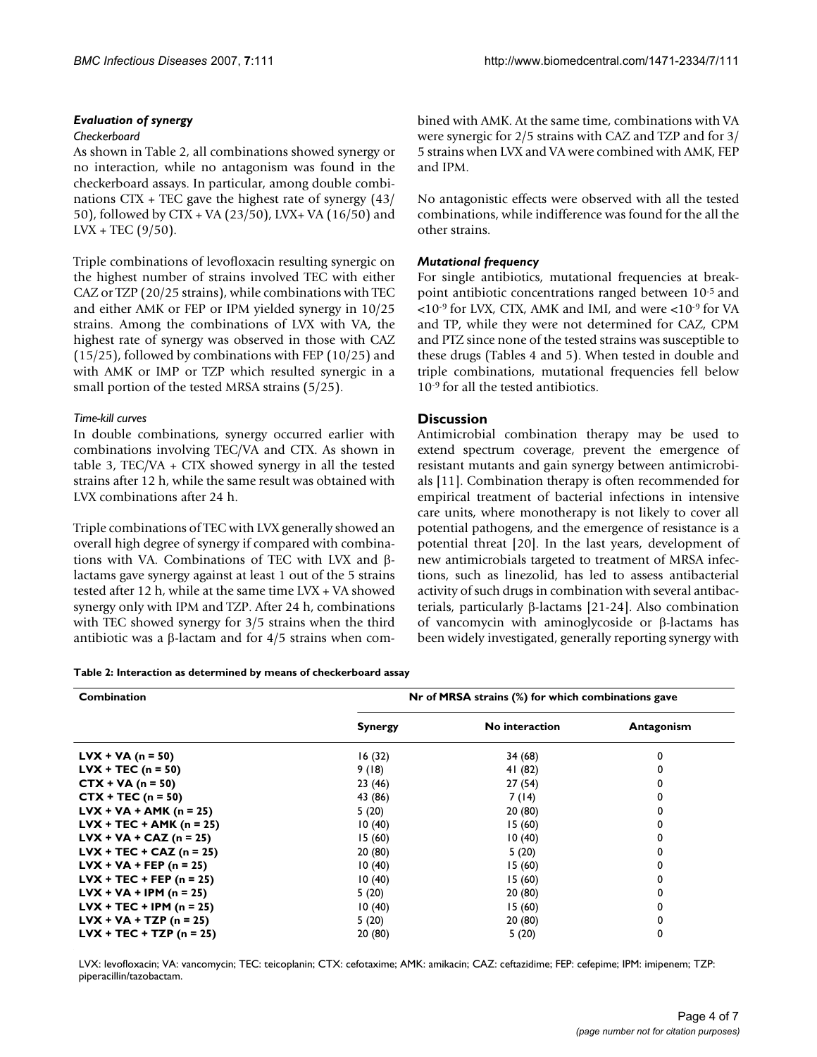### Evaluation of synergy

#### Checkerboard

As shown in Table 2, all combinations showed synergy or no interaction, while no antagonism was found in the checkerboard assays. In particular, among double combinations CTX + TEC gave the highest rate of synergy (43/50), followed by CTX + VA (23/50), LVX+ VA (16/50) and LVX + TEC (9/50).

Triple combinations of levofloxacin resulting synergic on the highest number of strains involved TEC with either CAZ or TZP (20/25 strains), while combinations with TEC and either AMK or FEP or IPM yielded synergy in 10/25 strains. Among the combinations of LVX with VA, the highest rate of synergy was observed in those with CAZ (15/25), followed by combinations with FEP (10/25) and with AMK or IMP or TZP which resulted synergic in a small portion of the tested MRSA strains (5/25).

#### Time-kill curves

In double combinations, synergy occurred earlier with combinations involving TEC/VA and CTX. As shown in table 3, TEC/VA + CTX showed synergy in all the tested strains after 12 h, while the same result was obtained with LVX combinations after 24 h.

Triple combinations of TEC with LVX generally showed an overall high degree of synergy if compared with combinations with VA. Combinations of TEC with LVX and β-lactams gave synergy against at least 1 out of the 5 strains tested after 12 h, while at the same time LVX + VA showed synergy only with IPM and TZP. After 24 h, combinations with TEC showed synergy for 3/5 strains when the third antibiotic was a β-lactam and for 4/5 strains when combined with AMK. At the same time, combinations with VA were synergic for 2/5 strains with CAZ and TZP and for 3/5 strains when LVX and VA were combined with AMK, FEP and IPM.

No antagonistic effects were observed with all the tested combinations, while indifference was found for the all the other strains.

### Mutational frequency

For single antibiotics, mutational frequencies at breakpoint antibiotic concentrations ranged between $10^{-5}$ and $<10^{-9}$ for LVX, CTX, AMK and IMI, and were $<10^{-9}$ for VA and TP, while they were not determined for CAZ, CPM and PTZ since none of the tested strains was susceptible to these drugs (Tables 4 and 5). When tested in double and triple combinations, mutational frequencies fell below $10^{-9}$ for all the tested antibiotics.

## Discussion

Antimicrobial combination therapy may be used to extend spectrum coverage, prevent the emergence of resistant mutants and gain synergy between antimicrobials [11]. Combination therapy is often recommended for empirical treatment of bacterial infections in intensive care units, where monotherapy is not likely to cover all potential pathogens, and the emergence of resistance is a potential threat [20]. In the last years, development of new antimicrobials targeted to treatment of MRSA infections, such as linezolid, has led to assess antibacterial activity of such drugs in combination with several antibacterials, particularly β-lactams [21-24]. Also combination of vancomycin with aminoglycoside or β-lactams has been widely investigated, generally reporting synergy with

**Table 2: Interaction as determined by means of checkerboard assay**

| Combination | Nr of MRSA strains (%) for which combinations gave | | |
|---|---|---|---|
| | Synergy | No interaction | Antagonism |
| **LVX + VA (n = 50)** | 16 (32) | 34 (68) | 0 |
| **LVX + TEC (n = 50)** | 9 (18) | 41 (82) | 0 |
| **CTX + VA (n = 50)** | 23 (46) | 27 (54) | 0 |
| **CTX + TEC (n = 50)** | 43 (86) | 7 (14) | 0 |
| **LVX + VA + AMK (n = 25)** | 5 (20) | 20 (80) | 0 |
| **LVX + TEC + AMK (n = 25)** | 10 (40) | 15 (60) | 0 |
| **LVX + VA + CAZ (n = 25)** | 15 (60) | 10 (40) | 0 |
| **LVX + TEC + CAZ (n = 25)** | 20 (80) | 5 (20) | 0 |
| **LVX + VA + FEP (n = 25)** | 10 (40) | 15 (60) | 0 |
| **LVX + TEC + FEP (n = 25)** | 10 (40) | 15 (60) | 0 |
| **LVX + VA + IPM (n = 25)** | 5 (20) | 20 (80) | 0 |
| **LVX + TEC + IPM (n = 25)** | 10 (40) | 15 (60) | 0 |
| **LVX + VA + TZP (n = 25)** | 5 (20) | 20 (80) | 0 |
| **LVX + TEC + TZP (n = 25)** | 20 (80) | 5 (20) | 0 |

LVX: levofloxacin; VA: vancomycin; TEC: teicoplanin; CTX: cefotaxime; AMK: amikacin; CAZ: ceftazidime; FEP: cefepime; IPM: imipenem; TZP: piperacillin/tazobactam.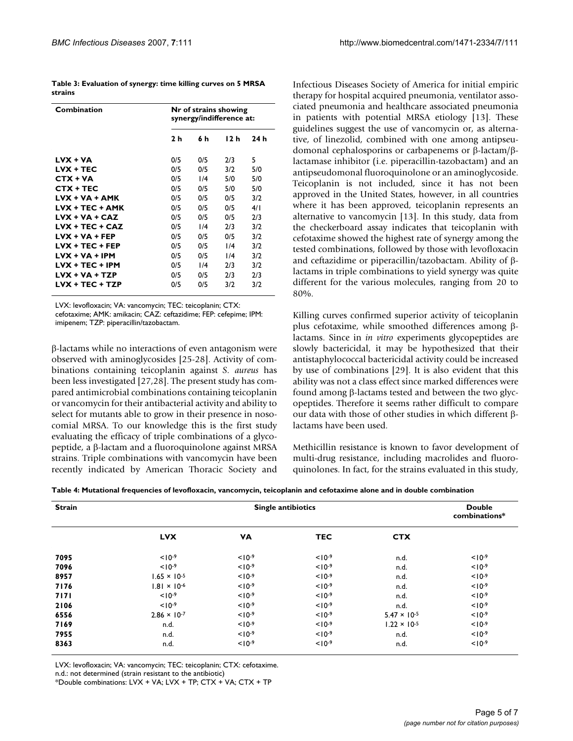**Table 3: Evaluation of synergy: time killing curves on 5 MRSA strains**

| Combination | Nr of strains showing synergy/indifference at: | | | |
|---|---|---|---|---|
| | 2 h | 6 h | 12 h | 24 h |
| LVX + VA | 0/5 | 0/5 | 2/3 | 5 |
| LVX + TEC | 0/5 | 0/5 | 3/2 | 5/0 |
| CTX + VA | 0/5 | 1/4 | 5/0 | 5/0 |
| CTX + TEC | 0/5 | 0/5 | 5/0 | 5/0 |
| LVX + VA + AMK | 0/5 | 0/5 | 0/5 | 3/2 |
| LVX + TEC + AMK | 0/5 | 0/5 | 0/5 | 4/1 |
| LVX + VA + CAZ | 0/5 | 0/5 | 0/5 | 2/3 |
| LVX + TEC + CAZ | 0/5 | 1/4 | 2/3 | 3/2 |
| LVX + VA + FEP | 0/5 | 0/5 | 0/5 | 3/2 |
| LVX + TEC + FEP | 0/5 | 0/5 | 1/4 | 3/2 |
| LVX + VA + IPM | 0/5 | 0/5 | 1/4 | 3/2 |
| LVX + TEC + IPM | 0/5 | 1/4 | 2/3 | 3/2 |
| LVX + VA + TZP | 0/5 | 0/5 | 2/3 | 2/3 |
| LVX + TEC + TZP | 0/5 | 0/5 | 3/2 | 3/2 |

LVX: levofloxacin; VA: vancomycin; TEC: teicoplanin; CTX: cefotaxime; AMK: amikacin; CAZ: ceftazidime; FEP: cefepime; IPM: imipenem; TZP: piperacillin/tazobactam.

β-lactams while no interactions of even antagonism were observed with aminoglycosides [25-28]. Activity of combinations containing teicoplanin against *S. aureus* has been less investigated [27,28]. The present study has compared antimicrobial combinations containing teicoplanin or vancomycin for their antibacterial activity and ability to select for mutants able to grow in their presence in nosocomial MRSA. To our knowledge this is the first study evaluating the efficacy of triple combinations of a glycopeptide, a β-lactam and a fluoroquinolone against MRSA strains. Triple combinations with vancomycin have been recently indicated by American Thoracic Society and Infectious Diseases Society of America for initial empiric therapy for hospital acquired pneumonia, ventilator associated pneumonia and healthcare associated pneumonia in patients with potential MRSA etiology [13]. These guidelines suggest the use of vancomycin or, as alternative, of linezolid, combined with one among antipseudomonal cephalosporins or carbapenems or β-lactam/β-lactamase inhibitor (i.e. piperacillin-tazobactam) and an antipseudomonal fluoroquinolone or an aminoglycoside. Teicoplanin is not included, since it has not been approved in the United States, however, in all countries where it has been approved, teicoplanin represents an alternative to vancomycin [13]. In this study, data from the checkerboard assay indicates that teicoplanin with cefotaxime showed the highest rate of synergy among the tested combinations, followed by those with levofloxacin and ceftazidime or piperacillin/tazobactam. Ability of β-lactams in triple combinations to yield synergy was quite different for the various molecules, ranging from 20 to 80%.

Killing curves confirmed superior activity of teicoplanin plus cefotaxime, while smoothed differences among β-lactams. Since in *in vitro* experiments glycopeptides are slowly bactericidal, it may be hypothesized that their antistaphylococcal bactericidal activity could be increased by use of combinations [29]. It is also evident that this ability was not a class effect since marked differences were found among β-lactams tested and between the two glycopeptides. Therefore it seems rather difficult to compare our data with those of other studies in which different β-lactams have been used.

Methicillin resistance is known to favor development of multi-drug resistance, including macrolides and fluoroquinolones. In fact, for the strains evaluated in this study,

**Table 4: Mutational frequencies of levofloxacin, vancomycin, teicoplanin and cefotaxime alone and in double combination**

| Strain | Single antibiotics | | | | Double combinations* |
|---|---|---|---|---|---|
| | LVX | VA | TEC | CTX | |
| 7095 | $<10^{-9}$ | $<10^{-9}$ | $<10^{-9}$ | n.d. | $<10^{-9}$ |
| 7096 | $<10^{-9}$ | $<10^{-9}$ | $<10^{-9}$ | n.d. | $<10^{-9}$ |
| 8957 | $1.65 \times 10^{-5}$ | $<10^{-9}$ | $<10^{-9}$ | n.d. | $<10^{-9}$ |
| 7176 | $1.81 \times 10^{-6}$ | $<10^{-9}$ | $<10^{-9}$ | n.d. | $<10^{-9}$ |
| 7171 | $<10^{-9}$ | $<10^{-9}$ | $<10^{-9}$ | n.d. | $<10^{-9}$ |
| 2106 | $<10^{-9}$ | $<10^{-9}$ | $<10^{-9}$ | n.d. | $<10^{-9}$ |
| 6556 | $2.86 \times 10^{-7}$ | $<10^{-9}$ | $<10^{-9}$ | $5.47 \times 10^{-5}$ | $<10^{-9}$ |
| 7169 | n.d. | $<10^{-9}$ | $<10^{-9}$ | $1.22 \times 10^{-5}$ | $<10^{-9}$ |
| 7955 | n.d. | $<10^{-9}$ | $<10^{-9}$ | n.d. | $<10^{-9}$ |
| 8363 | n.d. | $<10^{-9}$ | $<10^{-9}$ | n.d. | $<10^{-9}$ |

LVX: levofloxacin; VA: vancomycin; TEC: teicoplanin; CTX: cefotaxime.
n.d.: not determined (strain resistant to the antibiotic)
*Double combinations: LVX + VA; LVX + TP; CTX + VA; CTX + TP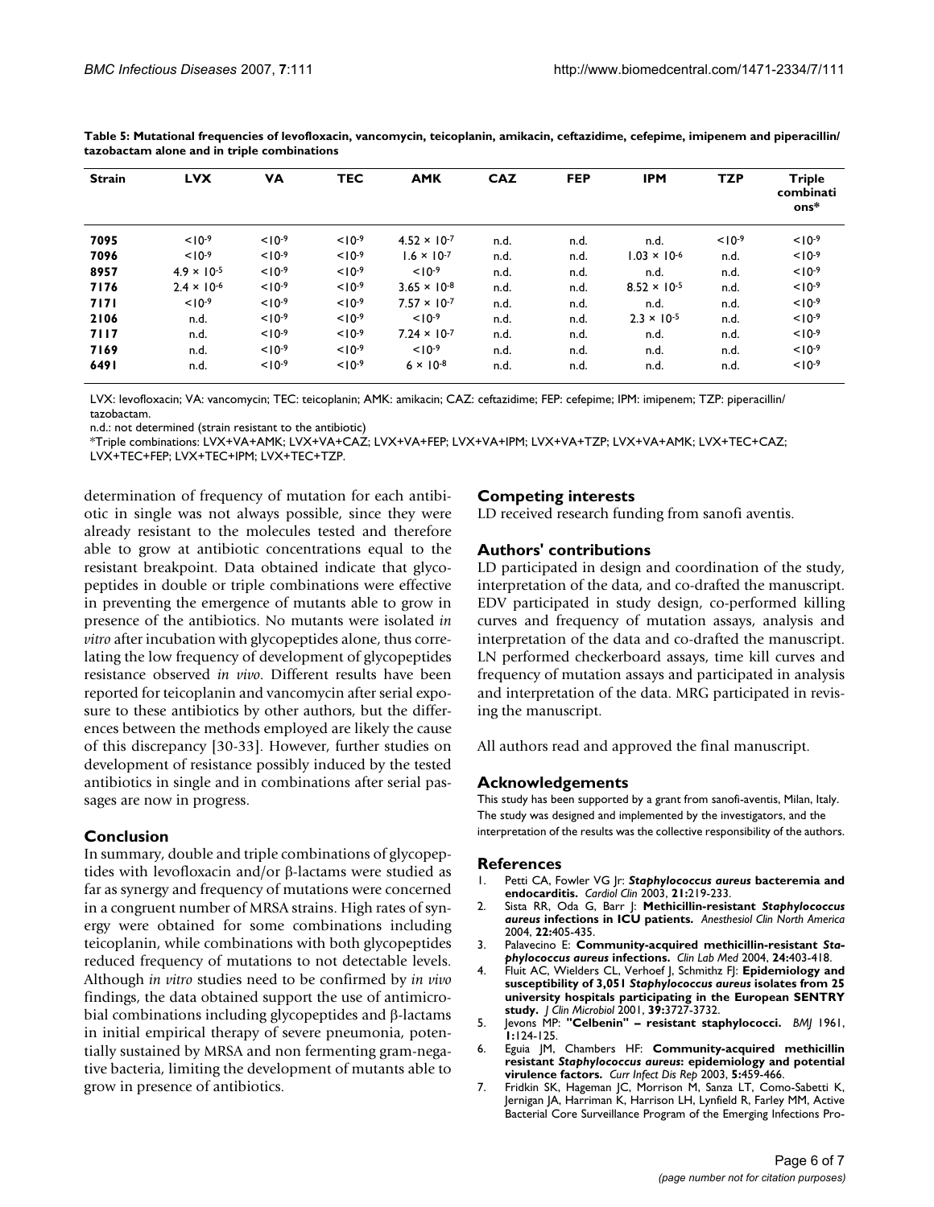**Table 5: Mutational frequencies of levofloxacin, vancomycin, teicoplanin, amikacin, ceftazidime, cefepime, imipenem and piperacillin/ tazobactam alone and in triple combinations**

| Strain | LVX | VA | TEC | AMK | CAZ | FEP | IPM | TZP | Triple combinations* |
|---|---|---|---|---|---|---|---|---|---|
| **7095** | $<10^{-9}$ | $<10^{-9}$ | $<10^{-9}$ | $4.52 \times 10^{-7}$ | n.d. | n.d. | n.d. | $<10^{-9}$ | $<10^{-9}$ |
| **7096** | $<10^{-9}$ | $<10^{-9}$ | $<10^{-9}$ | $1.6 \times 10^{-7}$ | n.d. | n.d. | $1.03 \times 10^{-6}$ | n.d. | $<10^{-9}$ |
| **8957** | $4.9 \times 10^{-5}$ | $<10^{-9}$ | $<10^{-9}$ | $<10^{-9}$ | n.d. | n.d. | n.d. | n.d. | $<10^{-9}$ |
| **7176** | $2.4 \times 10^{-6}$ | $<10^{-9}$ | $<10^{-9}$ | $3.65 \times 10^{-8}$ | n.d. | n.d. | $8.52 \times 10^{-5}$ | n.d. | $<10^{-9}$ |
| **7171** | $<10^{-9}$ | $<10^{-9}$ | $<10^{-9}$ | $7.57 \times 10^{-7}$ | n.d. | n.d. | n.d. | n.d. | $<10^{-9}$ |
| **2106** | n.d. | $<10^{-9}$ | $<10^{-9}$ | $<10^{-9}$ | n.d. | n.d. | $2.3 \times 10^{-5}$ | n.d. | $<10^{-9}$ |
| **7117** | n.d. | $<10^{-9}$ | $<10^{-9}$ | $7.24 \times 10^{-7}$ | n.d. | n.d. | n.d. | n.d. | $<10^{-9}$ |
| **7169** | n.d. | $<10^{-9}$ | $<10^{-9}$ | $<10^{-9}$ | n.d. | n.d. | n.d. | n.d. | $<10^{-9}$ |
| **6491** | n.d. | $<10^{-9}$ | $<10^{-9}$ | $6 \times 10^{-8}$ | n.d. | n.d. | n.d. | n.d. | $<10^{-9}$ |

LVX: levofloxacin; VA: vancomycin; TEC: teicoplanin; AMK: amikacin; CAZ: ceftazidime; FEP: cefepime; IPM: imipenem; TZP: piperacillin/ tazobactam.

n.d.: not determined (strain resistant to the antibiotic)

*Triple combinations: LVX+VA+AMK; LVX+VA+CAZ; LVX+VA+FEP; LVX+VA+IPM; LVX+VA+TZP; LVX+VA+AMK; LVX+TEC+CAZ; LVX+TEC+FEP; LVX+TEC+IPM; LVX+TEC+TZP.

determination of frequency of mutation for each antibiotic in single was not always possible, since they were already resistant to the molecules tested and therefore able to grow at antibiotic concentrations equal to the resistant breakpoint. Data obtained indicate that glycopeptides in double or triple combinations were effective in preventing the emergence of mutants able to grow in presence of the antibiotics. No mutants were isolated *in vitro* after incubation with glycopeptides alone, thus correlating the low frequency of development of glycopeptides resistance observed *in vivo*. Different results have been reported for teicoplanin and vancomycin after serial exposure to these antibiotics by other authors, but the differences between the methods employed are likely the cause of this discrepancy [30-33]. However, further studies on development of resistance possibly induced by the tested antibiotics in single and in combinations after serial passages are now in progress.

## Conclusion

In summary, double and triple combinations of glycopeptides with levofloxacin and/or β-lactams were studied as far as synergy and frequency of mutations were concerned in a congruent number of MRSA strains. High rates of synergy were obtained for some combinations including teicoplanin, while combinations with both glycopeptides reduced frequency of mutations to not detectable levels. Although *in vitro* studies need to be confirmed by *in vivo* findings, the data obtained support the use of antimicrobial combinations including glycopeptides and β-lactams in initial empirical therapy of severe pneumonia, potentially sustained by MRSA and non fermenting gram-negative bacteria, limiting the development of mutants able to grow in presence of antibiotics.

## Competing interests

LD received research funding from sanofi aventis.

## Authors' contributions

LD participated in design and coordination of the study, interpretation of the data, and co-drafted the manuscript. EDV participated in study design, co-performed killing curves and frequency of mutation assays, analysis and interpretation of the data and co-drafted the manuscript. LN performed checkerboard assays, time kill curves and frequency of mutation assays and participated in analysis and interpretation of the data. MRG participated in revising the manuscript.

All authors read and approved the final manuscript.

## Acknowledgements

This study has been supported by a grant from sanofi-aventis, Milan, Italy. The study was designed and implemented by the investigators, and the interpretation of the results was the collective responsibility of the authors.

## References

1. Petti CA, Fowler VG Jr: ***Staphylococcus aureus* bacteremia and endocarditis.** *Cardiol Clin* 2003, **21:**219-233.
2. Sista RR, Oda G, Barr J: **Methicillin-resistant *Staphylococcus aureus* infections in ICU patients.** *Anesthesiol Clin North America* 2004, **22:**405-435.
3. Palavecino E: **Community-acquired methicillin-resistant *Staphylococcus aureus* infections.** *Clin Lab Med* 2004, **24:**403-418.
4. Fluit AC, Wielders CL, Verhoef J, Schmithz FJ: **Epidemiology and susceptibility of 3,051 *Staphylococcus aureus* isolates from 25 university hospitals participating in the European SENTRY study.** *J Clin Microbiol* 2001, **39:**3727-3732.
5. Jevons MP: **"Celbenin" – resistant staphylococci.** *BMJ* 1961, **1:**124-125.
6. Eguia JM, Chambers HF: **Community-acquired methicillin resistant *Staphylococcus aureus*: epidemiology and potential virulence factors.** *Curr Infect Dis Rep* 2003, **5:**459-466.
7. Fridkin SK, Hageman JC, Morrison M, Sanza LT, Como-Sabetti K, Jernigan JA, Harriman K, Harrison LH, Lynfield R, Farley MM, Active Bacterial Core Surveillance Program of the Emerging Infections Pro-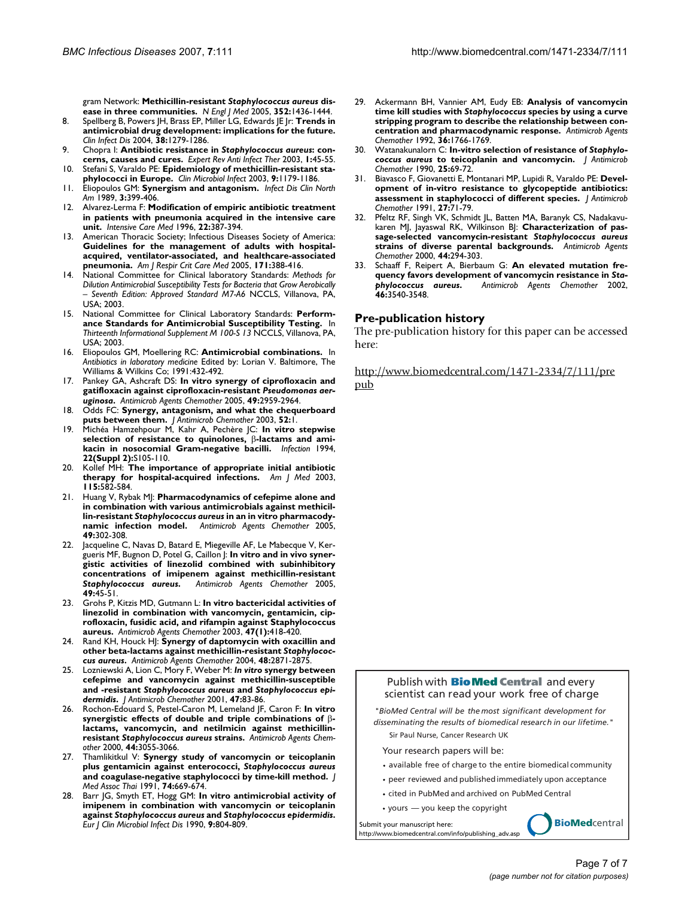gram Network: **Methicillin-resistant *Staphylococcus aureus* disease in three communities.** *N Engl J Med* 2005, **352:**1436-1444.

8. Spellberg B, Powers JH, Brass EP, Miller LG, Edwards JE Jr: **Trends in antimicrobial drug development: implications for the future.** *Clin Infect Dis* 2004, **38:**1279-1286.
9. Chopra I: **Antibiotic resistance in *Staphylococcus aureus*: concerns, causes and cures.** *Expert Rev Anti Infect Ther* 2003, **1:**45-55.
10. Stefani S, Varaldo PE: **Epidemiology of methicillin-resistant staphylococci in Europe.** *Clin Microbiol Infect* 2003, **9:**1179-1186.
11. Eliopoulos GM: **Synergism and antagonism.** *Infect Dis Clin North Am* 1989, **3:**399-406.
12. Alvarez-Lerma F: **Modification of empiric antibiotic treatment in patients with pneumonia acquired in the intensive care unit.** *Intensive Care Med* 1996, **22:**387-394.
13. American Thoracic Society; Infectious Diseases Society of America: **Guidelines for the management of adults with hospital-acquired, ventilator-associated, and healthcare-associated pneumonia.** *Am J Respir Crit Care Med* 2005, **171:**388-416.
14. National Committee for Clinical laboratory Standards: *Methods for Dilution Antimicrobial Susceptibility Tests for Bacteria that Grow Aerobically – Seventh Edition: Approved Standard M7-A6* NCCLS, Villanova, PA, USA; 2003.
15. National Committee for Clinical Laboratory Standards: **Performance Standards for Antimicrobial Susceptibility Testing.** In *Thirteenth Informational Supplement M 100-S 13* NCCLS, Villanova, PA, USA; 2003.
16. Eliopoulos GM, Moellering RC: **Antimicrobial combinations.** In *Antibiotics in laboratory medicine* Edited by: Lorian V. Baltimore, The Williams & Wilkins Co; 1991:432-492.
17. Pankey GA, Ashcraft DS: **In vitro synergy of ciprofloxacin and gatifloxacin against ciprofloxacin-resistant *Pseudomonas aeruginosa*.** *Antimicrob Agents Chemother* 2005, **49:**2959-2964.
18. Odds FC: **Synergy, antagonism, and what the chequerboard puts between them.** *J Antimicrob Chemother* 2003, **52:**1.
19. Michéa Hamzehpour M, Kahr A, Pechère JC: **In vitro stepwise selection of resistance to quinolones, β-lactams and amikacin in nosocomial Gram-negative bacilli.** *Infection* 1994, **22(Suppl 2):**S105-110.
20. Kollef MH: **The importance of appropriate initial antibiotic therapy for hospital-acquired infections.** *Am J Med* 2003, **115:**582-584.
21. Huang V, Rybak MJ: **Pharmacodynamics of cefepime alone and in combination with various antimicrobials against methicillin-resistant *Staphylococcus aureus* in an in vitro pharmacodynamic infection model.** *Antimicrob Agents Chemother* 2005, **49:**302-308.
22. Jacqueline C, Navas D, Batard E, Miegeville AF, Le Mabecque V, Kergueris MF, Bugnon D, Potel G, Caillon J: **In vitro and in vivo synergistic activities of linezolid combined with subinhibitory concentrations of imipenem against methicillin-resistant *Staphylococcus aureus*.** *Antimicrob Agents Chemother* 2005, **49:**45-51.
23. Grohs P, Kitzis MD, Gutmann L: **In vitro bactericidal activities of linezolid in combination with vancomycin, gentamicin, ciprofloxacin, fusidic acid, and rifampin against Staphylococcus aureus.** *Antimicrob Agents Chemother* 2003, **47(1):**418-420.
24. Rand KH, Houck HJ: **Synergy of daptomycin with oxacillin and other beta-lactams against methicillin-resistant *Staphylococcus aureus*.** *Antimicrob Agents Chemother* 2004, **48:**2871-2875.
25. Lozniewski A, Lion C, Mory F, Weber M: ***In vitro* synergy between cefepime and vancomycin against methicillin-susceptible and -resistant *Staphylococcus aureus* and *Staphylococcus epidermidis*.** *J Antimicrob Chemother* 2001, **47:**83-86.
26. Rochon-Edouard S, Pestel-Caron M, Lemeland JF, Caron F: **In vitro synergistic effects of double and triple combinations of β-lactams, vancomycin, and netilmicin against methicillin-resistant *Staphylococcus aureus* strains.** *Antimicrob Agents Chemother* 2000, **44:**3055-3066.
27. Thamlikitkul V: **Synergy study of vancomycin or teicoplanin plus gentamicin against enterococci, *Staphylococcus aureus* and coagulase-negative staphylococci by time-kill method.** *J Med Assoc Thai* 1991, **74:**669-674.
28. Barr JG, Smyth ET, Hogg GM: **In vitro antimicrobial activity of imipenem in combination with vancomycin or teicoplanin against *Staphylococcus aureus* and *Staphylococcus epidermidis*.** *Eur J Clin Microbiol Infect Dis* 1990, **9:**804-809.
29. Ackermann BH, Vannier AM, Eudy EB: **Analysis of vancomycin time kill studies with *Staphylococcus* species by using a curve stripping program to describe the relationship between concentration and pharmacodynamic response.** *Antimicrob Agents Chemother* 1992, **36:**1766-1769.
30. Watanakunalorn C: **In-vitro selection of resistance of *Staphylococcus aureus* to teicoplanin and vancomycin.** *J Antimicrob Chemother* 1990, **25:**69-72.
31. Biavasco F, Giovanetti E, Montanari MP, Lupidi R, Varaldo PE: **Development of in-vitro resistance to glycopeptide antibiotics: assessment in staphylococci of different species.** *J Antimicrob Chemother* 1991, **27:**71-79.
32. Pfeltz RF, Singh VK, Schmidt JL, Batten MA, Baranyk CS, Nadakavukaren MJ, Jayaswal RK, Wilkinson BJ: **Characterization of passage-selected vancomycin-resistant *Staphylococcus aureus* strains of diverse parental backgrounds.** *Antimicrob Agents Chemother* 2000, **44:**294-303.
33. Schaaff F, Reipert A, Bierbaum G: **An elevated mutation frequency favors development of vancomycin resistance in *Staphylococcus aureus*.** *Antimicrob Agents Chemother* 2002, **46:**3540-3548.

## Pre-publication history

The pre-publication history for this paper can be accessed here:

http://www.biomedcentral.com/1471-2334/7/111/prepub

Publish with **BioMed Central** and every scientist can read your work free of charge

*"BioMed Central will be the most significant development for disseminating the results of biomedical research in our lifetime."*
Sir Paul Nurse, Cancer Research UK

Your research papers will be:

- available free of charge to the entire biomedical community
- peer reviewed and published immediately upon acceptance
- cited in PubMed and archived on PubMed Central
- yours — you keep the copyright

Submit your manuscript here:
http://www.biomedcentral.com/info/publishing_adv.asp

BioMedcentral